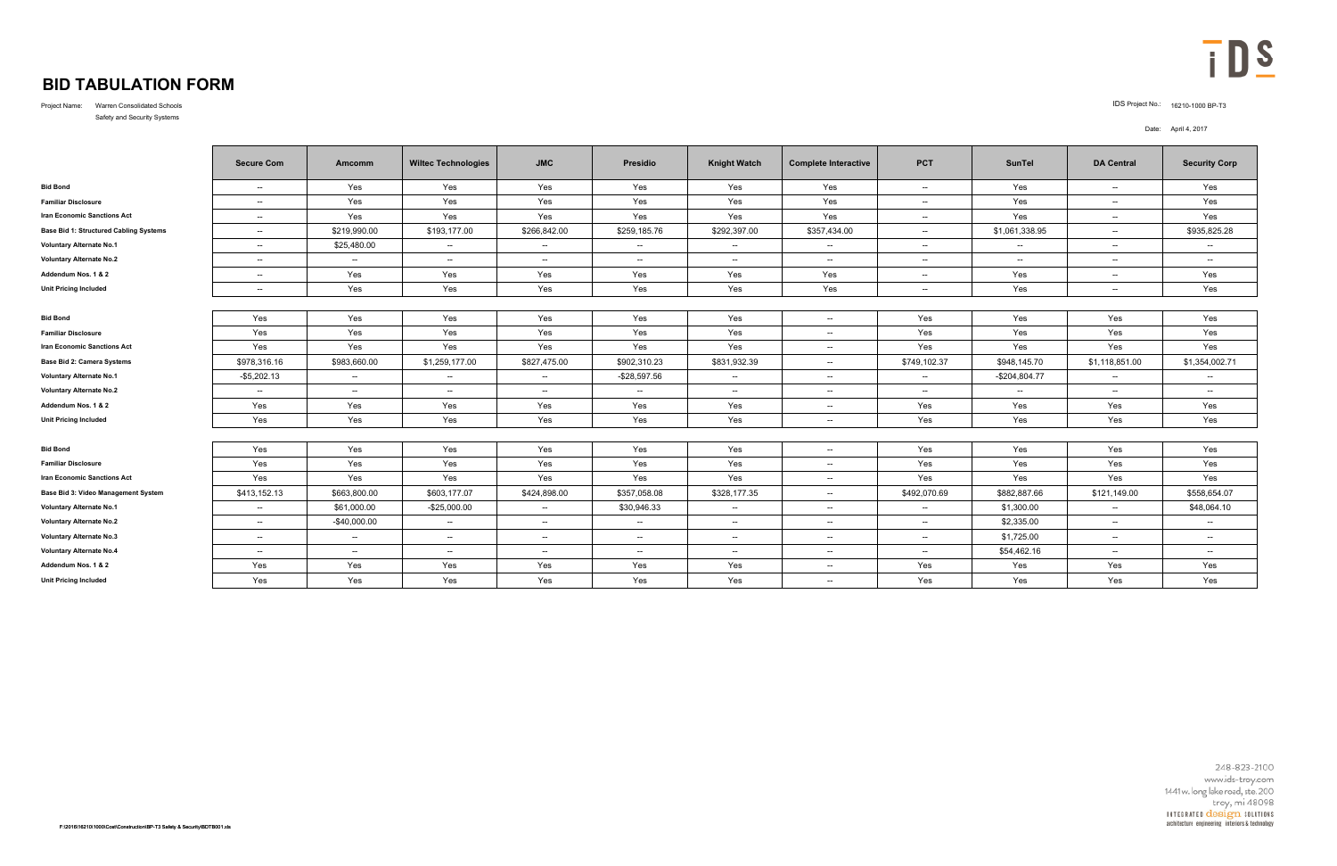# BID TABULATION FORM

Project Name: Warren Consolidated Schools
Safety and Security Systems

IDS Project No.: 16210-1000 BP-T3

Date: April 4, 2017

| | Secure Com | Amcomm | Wiltec Technologies | JMC | Presidio | Knight Watch | Complete Interactive | PCT | SunTel | DA Central | Security Corp |
|---|---|---|---|---|---|---|---|---|---|---|---|
| **Bid Bond** | -- | Yes | Yes | Yes | Yes | Yes | Yes | -- | Yes | -- | Yes |
| **Familiar Disclosure** | -- | Yes | Yes | Yes | Yes | Yes | Yes | -- | Yes | -- | Yes |
| **Iran Economic Sanctions Act** | -- | Yes | Yes | Yes | Yes | Yes | Yes | -- | Yes | -- | Yes |
| **Base Bid 1: Structured Cabling Systems** | -- | $219,990.00 | $193,177.00 | $266,842.00 | $259,185.76 | $292,397.00 | $357,434.00 | -- | $1,061,338.95 | -- | $935,825.28 |
| **Voluntary Alternate No.1** | -- | $25,480.00 | -- | -- | -- | -- | -- | -- | -- | -- | -- |
| **Voluntary Alternate No.2** | -- | -- | -- | -- | -- | -- | -- | -- | -- | -- | -- |
| **Addendum Nos. 1 & 2** | -- | Yes | Yes | Yes | Yes | Yes | Yes | -- | Yes | -- | Yes |
| **Unit Pricing Included** | -- | Yes | Yes | Yes | Yes | Yes | Yes | -- | Yes | -- | Yes |
| | | | | | | | | | | | |
| **Bid Bond** | Yes | Yes | Yes | Yes | Yes | Yes | -- | Yes | Yes | Yes | Yes |
| **Familiar Disclosure** | Yes | Yes | Yes | Yes | Yes | Yes | -- | Yes | Yes | Yes | Yes |
| **Iran Economic Sanctions Act** | Yes | Yes | Yes | Yes | Yes | Yes | -- | Yes | Yes | Yes | Yes |
| **Base Bid 2: Camera Systems** | $978,316.16 | $983,660.00 | $1,259,177.00 | $827,475.00 | $902,310.23 | $831,932.39 | -- | $749,102.37 | $948,145.70 | $1,118,851.00 | $1,354,002.71 |
| **Voluntary Alternate No.1** | -$5,202.13 | -- | -- | -- | -$28,597.56 | -- | -- | -- | -$204,804.77 | -- | -- |
| **Voluntary Alternate No.2** | -- | -- | -- | -- | -- | -- | -- | -- | -- | -- | -- |
| **Addendum Nos. 1 & 2** | Yes | Yes | Yes | Yes | Yes | Yes | -- | Yes | Yes | Yes | Yes |
| **Unit Pricing Included** | Yes | Yes | Yes | Yes | Yes | Yes | -- | Yes | Yes | Yes | Yes |
| | | | | | | | | | | | |
| **Bid Bond** | Yes | Yes | Yes | Yes | Yes | Yes | -- | Yes | Yes | Yes | Yes |
| **Familiar Disclosure** | Yes | Yes | Yes | Yes | Yes | Yes | -- | Yes | Yes | Yes | Yes |
| **Iran Economic Sanctions Act** | Yes | Yes | Yes | Yes | Yes | Yes | -- | Yes | Yes | Yes | Yes |
| **Base Bid 3: Video Management System** | $413,152.13 | $663,800.00 | $603,177.07 | $424,898.00 | $357,058.08 | $328,177.35 | -- | $492,070.69 | $882,887.66 | $121,149.00 | $558,654.07 |
| **Voluntary Alternate No.1** | -- | $61,000.00 | -$25,000.00 | -- | $30,946.33 | -- | -- | -- | $1,300.00 | -- | $48,064.10 |
| **Voluntary Alternate No.2** | -- | -$40,000.00 | -- | -- | -- | -- | -- | -- | $2,335.00 | -- | -- |
| **Voluntary Alternate No.3** | -- | -- | -- | -- | -- | -- | -- | -- | $1,725.00 | -- | -- |
| **Voluntary Alternate No.4** | -- | -- | -- | -- | -- | -- | -- | -- | $54,462.16 | -- | -- |
| **Addendum Nos. 1 & 2** | Yes | Yes | Yes | Yes | Yes | Yes | -- | Yes | Yes | Yes | Yes |
| **Unit Pricing Included** | Yes | Yes | Yes | Yes | Yes | Yes | -- | Yes | Yes | Yes | Yes |

F:\2016\16210\1000\Cost\Construction\BP-T3 Safety & Security\BDTB001.xls

248-823-2100
www.ids-troy.com
1441 w. long lake road, ste. 200
troy, mi 48098
INTEGRATED design SOLUTIONS
architecture engineering interiors & technology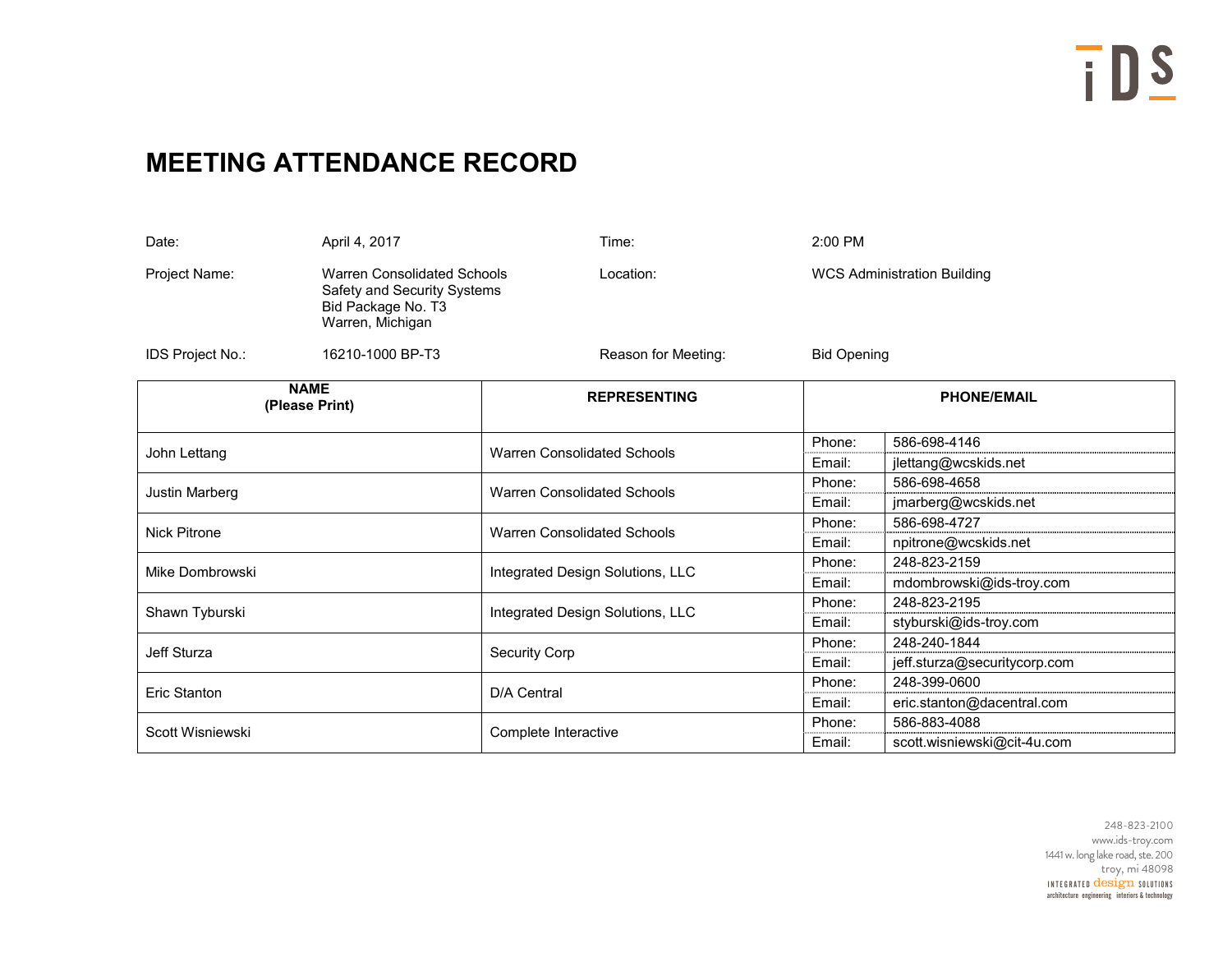# MEETING ATTENDANCE RECORD

| | | | |
|---|---|---|---|
| Date: | April 4, 2017 | Time: | 2:00 PM |
| Project Name: | Warren Consolidated Schools<br>Safety and Security Systems<br>Bid Package No. T3<br>Warren, Michigan | Location: | WCS Administration Building |
| IDS Project No.: | 16210-1000 BP-T3 | Reason for Meeting: | Bid Opening |

| NAME (Please Print) | REPRESENTING | PHONE/EMAIL | |
|---|---|---|---|
| John Lettang | Warren Consolidated Schools | Phone: | 586-698-4146 |
| | | Email: | jlettang@wcskids.net |
| Justin Marberg | Warren Consolidated Schools | Phone: | 586-698-4658 |
| | | Email: | jmarberg@wcskids.net |
| Nick Pitrone | Warren Consolidated Schools | Phone: | 586-698-4727 |
| | | Email: | npitrone@wcskids.net |
| Mike Dombrowski | Integrated Design Solutions, LLC | Phone: | 248-823-2159 |
| | | Email: | mdombrowski@ids-troy.com |
| Shawn Tyburski | Integrated Design Solutions, LLC | Phone: | 248-823-2195 |
| | | Email: | styburski@ids-troy.com |
| Jeff Sturza | Security Corp | Phone: | 248-240-1844 |
| | | Email: | jeff.sturza@securitycorp.com |
| Eric Stanton | D/A Central | Phone: | 248-399-0600 |
| | | Email: | eric.stanton@dacentral.com |
| Scott Wisniewski | Complete Interactive | Phone: | 586-883-4088 |
| | | Email: | scott.wisniewski@cit-4u.com |

248-823-2100
www.ids-troy.com
1441 w. long lake road, ste. 200
troy, mi 48098
INTEGRATED design SOLUTIONS
architecture engineering interiors & technology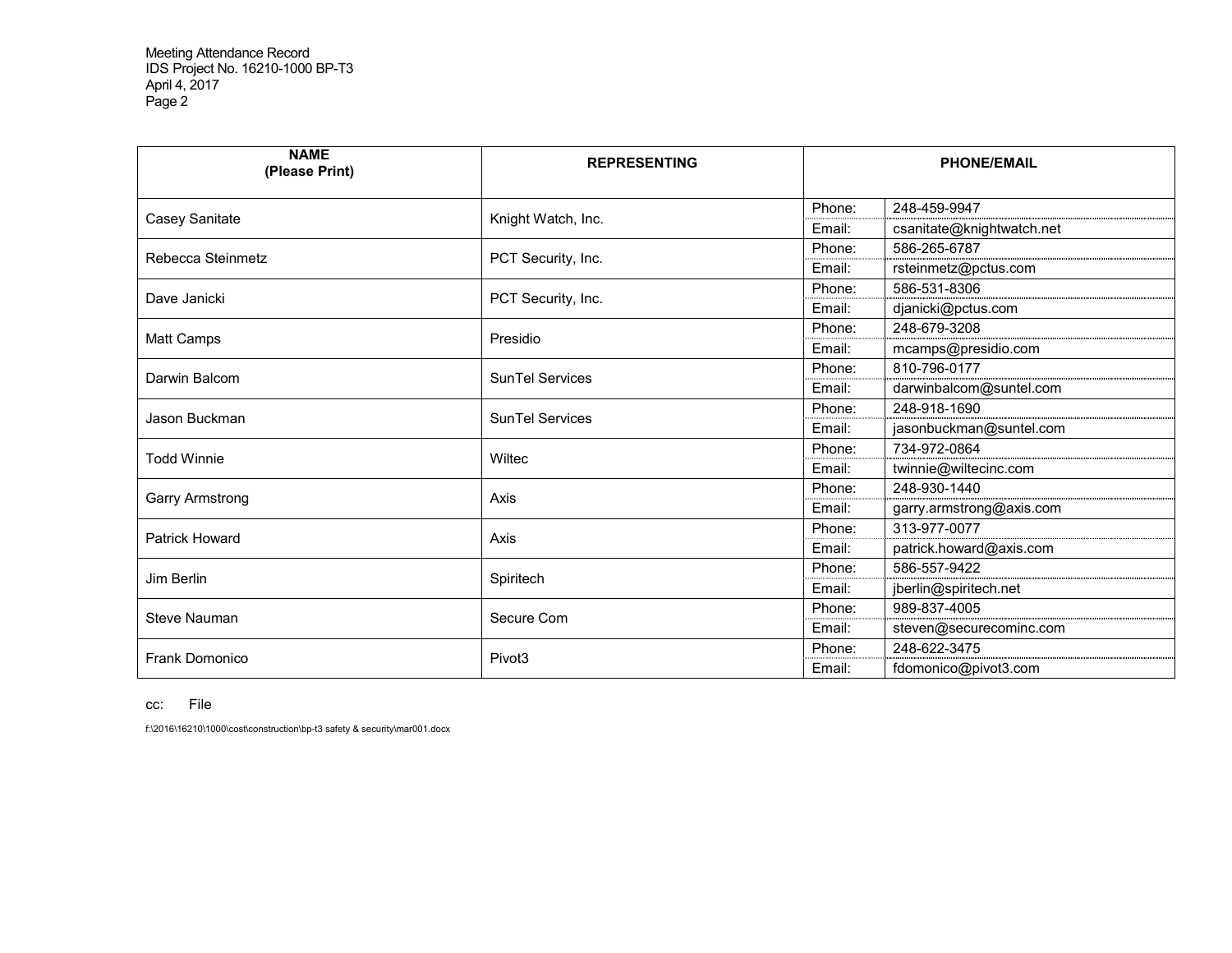| NAME (Please Print) | REPRESENTING | PHONE/EMAIL | |
|---|---|---|---|
| Casey Sanitate | Knight Watch, Inc. | Phone: | 248-459-9947 |
| | | Email: | csanitate@knightwatch.net |
| Rebecca Steinmetz | PCT Security, Inc. | Phone: | 586-265-6787 |
| | | Email: | rsteinmetz@pctus.com |
| Dave Janicki | PCT Security, Inc. | Phone: | 586-531-8306 |
| | | Email: | djanicki@pctus.com |
| Matt Camps | Presidio | Phone: | 248-679-3208 |
| | | Email: | mcamps@presidio.com |
| Darwin Balcom | SunTel Services | Phone: | 810-796-0177 |
| | | Email: | darwinbalcom@suntel.com |
| Jason Buckman | SunTel Services | Phone: | 248-918-1690 |
| | | Email: | jasonbuckman@suntel.com |
| Todd Winnie | Wiltec | Phone: | 734-972-0864 |
| | | Email: | twinnie@wiltecinc.com |
| Garry Armstrong | Axis | Phone: | 248-930-1440 |
| | | Email: | garry.armstrong@axis.com |
| Patrick Howard | Axis | Phone: | 313-977-0077 |
| | | Email: | patrick.howard@axis.com |
| Jim Berlin | Spiritech | Phone: | 586-557-9422 |
| | | Email: | jberlin@spiritech.net |
| Steve Nauman | Secure Com | Phone: | 989-837-4005 |
| | | Email: | steven@securecominc.com |
| Frank Domonico | Pivot3 | Phone: | 248-622-3475 |
| | | Email: | fdomonico@pivot3.com |

cc: File

f:\2016\16210\1000\cost\construction\bp-t3 safety & security\mar001.docx